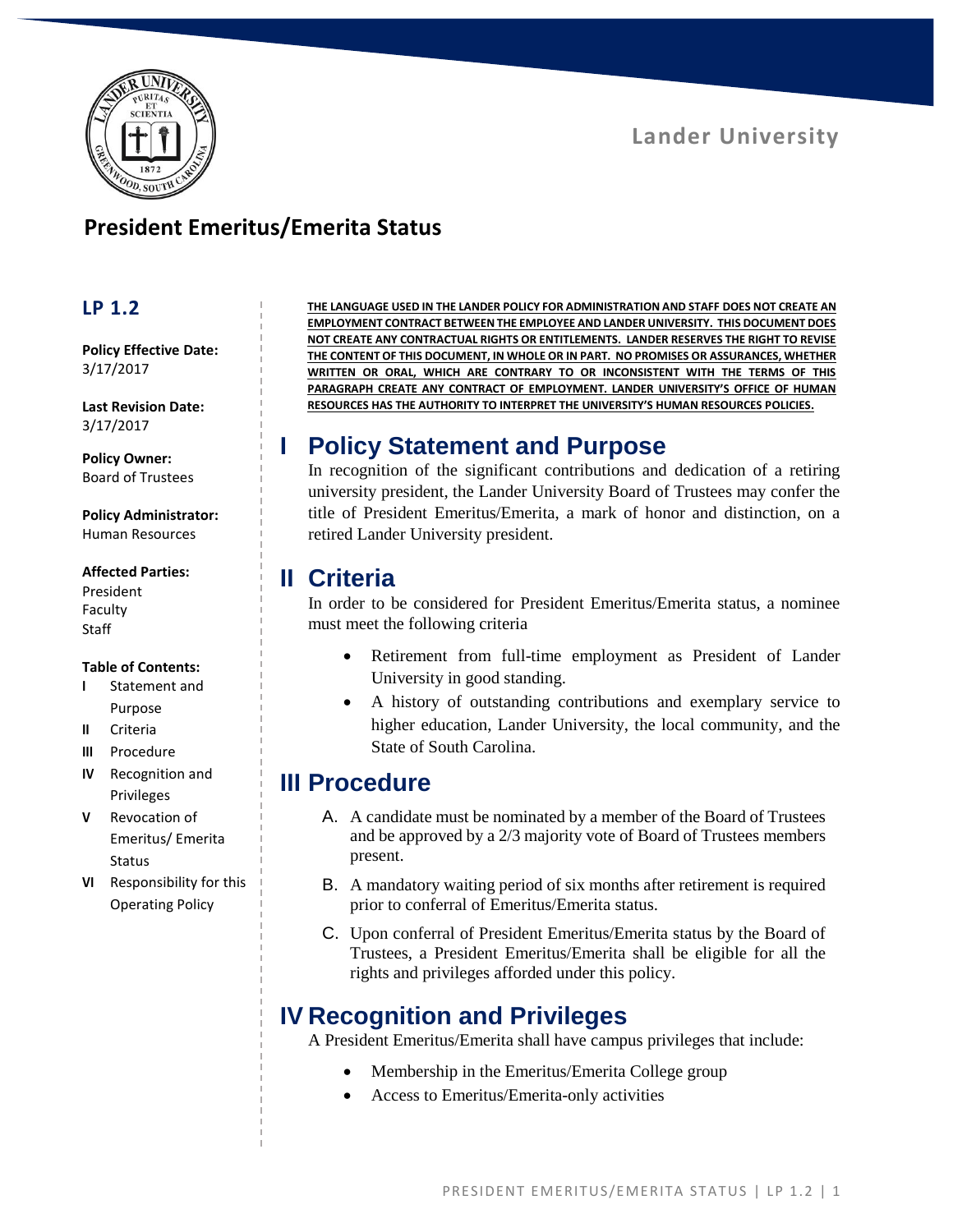Lander University

# President Emeritus/Emerita Status

## LP 1.2

**Policy Effective Date:**
3/17/2017

**Last Revision Date:**
3/17/2017

**Policy Owner:**
Board of Trustees

**Policy Administrator:**
Human Resources

**Affected Parties:**
President
Faculty
Staff

**Table of Contents:**

- **I** Statement and Purpose
- **II** Criteria
- **III** Procedure
- **IV** Recognition and Privileges
- **V** Revocation of Emeritus/ Emerita Status
- **VI** Responsibility for this Operating Policy

**THE LANGUAGE USED IN THE LANDER POLICY FOR ADMINISTRATION AND STAFF DOES NOT CREATE AN EMPLOYMENT CONTRACT BETWEEN THE EMPLOYEE AND LANDER UNIVERSITY. THIS DOCUMENT DOES NOT CREATE ANY CONTRACTUAL RIGHTS OR ENTITLEMENTS. LANDER RESERVES THE RIGHT TO REVISE THE CONTENT OF THIS DOCUMENT, IN WHOLE OR IN PART. NO PROMISES OR ASSURANCES, WHETHER WRITTEN OR ORAL, WHICH ARE CONTRARY TO OR INCONSISTENT WITH THE TERMS OF THIS PARAGRAPH CREATE ANY CONTRACT OF EMPLOYMENT. LANDER UNIVERSITY'S OFFICE OF HUMAN RESOURCES HAS THE AUTHORITY TO INTERPRET THE UNIVERSITY'S HUMAN RESOURCES POLICIES.**

## I Policy Statement and Purpose

In recognition of the significant contributions and dedication of a retiring university president, the Lander University Board of Trustees may confer the title of President Emeritus/Emerita, a mark of honor and distinction, on a retired Lander University president.

## II Criteria

In order to be considered for President Emeritus/Emerita status, a nominee must meet the following criteria

- Retirement from full-time employment as President of Lander University in good standing.
- A history of outstanding contributions and exemplary service to higher education, Lander University, the local community, and the State of South Carolina.

## III Procedure

A. A candidate must be nominated by a member of the Board of Trustees and be approved by a 2/3 majority vote of Board of Trustees members present.

B. A mandatory waiting period of six months after retirement is required prior to conferral of Emeritus/Emerita status.

C. Upon conferral of President Emeritus/Emerita status by the Board of Trustees, a President Emeritus/Emerita shall be eligible for all the rights and privileges afforded under this policy.

## IV Recognition and Privileges

A President Emeritus/Emerita shall have campus privileges that include:

- Membership in the Emeritus/Emerita College group
- Access to Emeritus/Emerita-only activities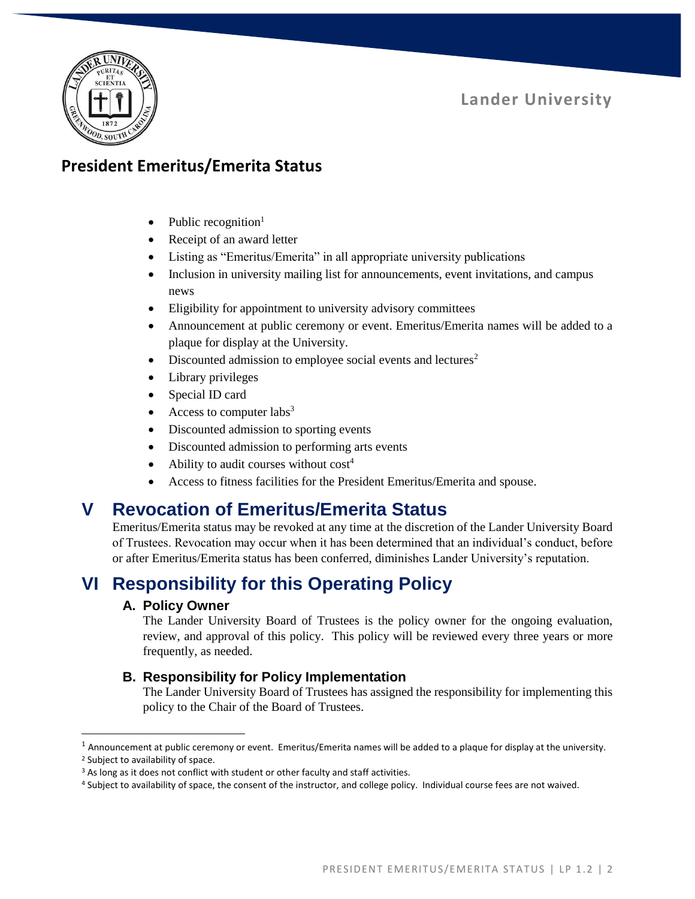- Public recognition[1]
- Receipt of an award letter
- Listing as "Emeritus/Emerita" in all appropriate university publications
- Inclusion in university mailing list for announcements, event invitations, and campus news
- Eligibility for appointment to university advisory committees
- Announcement at public ceremony or event. Emeritus/Emerita names will be added to a plaque for display at the University.
- Discounted admission to employee social events and lectures[2]
- Library privileges
- Special ID card
- Access to computer labs[3]
- Discounted admission to sporting events
- Discounted admission to performing arts events
- Ability to audit courses without cost[4]
- Access to fitness facilities for the President Emeritus/Emerita and spouse.

# V Revocation of Emeritus/Emerita Status

Emeritus/Emerita status may be revoked at any time at the discretion of the Lander University Board of Trustees. Revocation may occur when it has been determined that an individual's conduct, before or after Emeritus/Emerita status has been conferred, diminishes Lander University's reputation.

# VI Responsibility for this Operating Policy

## A. Policy Owner

The Lander University Board of Trustees is the policy owner for the ongoing evaluation, review, and approval of this policy. This policy will be reviewed every three years or more frequently, as needed.

## B. Responsibility for Policy Implementation

The Lander University Board of Trustees has assigned the responsibility for implementing this policy to the Chair of the Board of Trustees.

---

[1] Announcement at public ceremony or event. Emeritus/Emerita names will be added to a plaque for display at the university.

[2] Subject to availability of space.

[3] As long as it does not conflict with student or other faculty and staff activities.

[4] Subject to availability of space, the consent of the instructor, and college policy. Individual course fees are not waived.